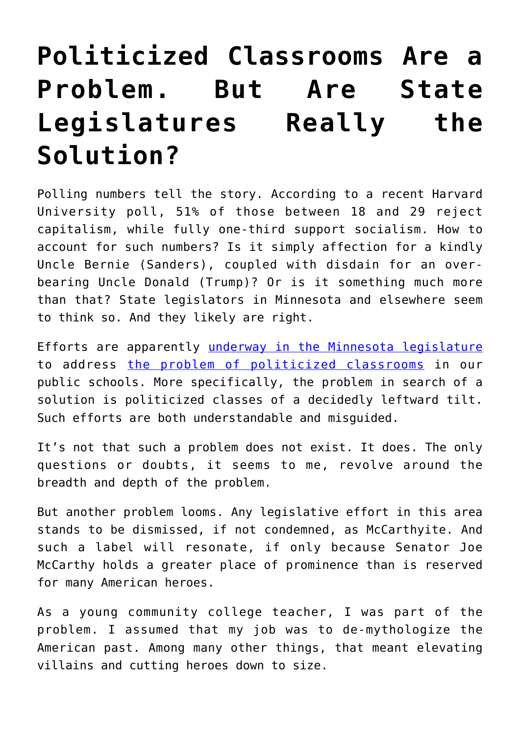# Politicized Classrooms Are a Problem. But Are State Legislatures Really the Solution?

Polling numbers tell the story. According to a recent Harvard University poll, 51% of those between 18 and 29 reject capitalism, while fully one-third support socialism. How to account for such numbers? Is it simply affection for a kindly Uncle Bernie (Sanders), coupled with disdain for an overbearing Uncle Donald (Trump)? Or is it something much more than that? State legislators in Minnesota and elsewhere seem to think so. And they likely are right.

Efforts are apparently underway in the Minnesota legislature to address the problem of politicized classrooms in our public schools. More specifically, the problem in search of a solution is politicized classes of a decidedly leftward tilt. Such efforts are both understandable and misguided.

It's not that such a problem does not exist. It does. The only questions or doubts, it seems to me, revolve around the breadth and depth of the problem.

But another problem looms. Any legislative effort in this area stands to be dismissed, if not condemned, as McCarthyite. And such a label will resonate, if only because Senator Joe McCarthy holds a greater place of prominence than is reserved for many American heroes.

As a young community college teacher, I was part of the problem. I assumed that my job was to de-mythologize the American past. Among many other things, that meant elevating villains and cutting heroes down to size.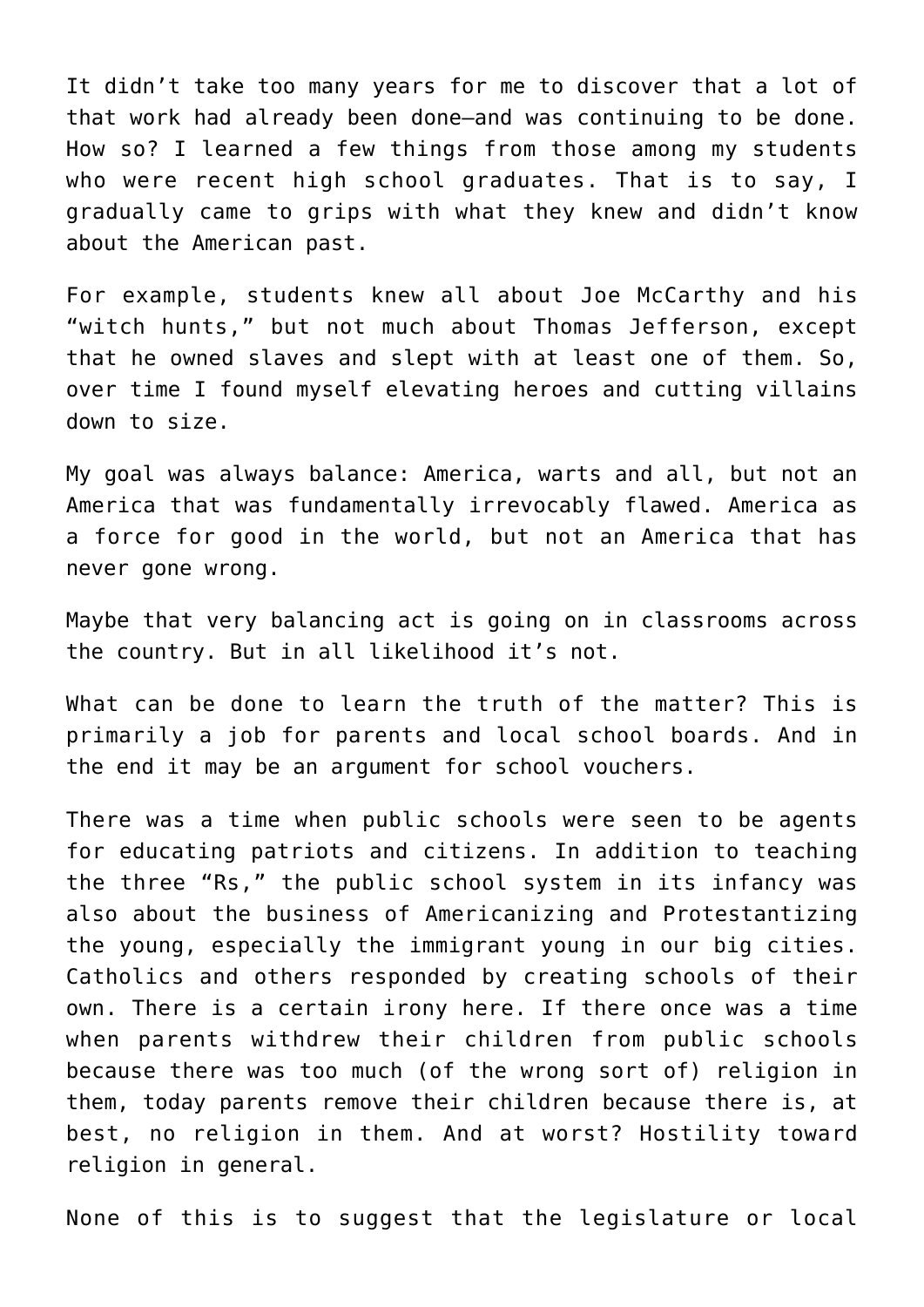It didn't take too many years for me to discover that a lot of that work had already been done—and was continuing to be done. How so? I learned a few things from those among my students who were recent high school graduates. That is to say, I gradually came to grips with what they knew and didn't know about the American past.

For example, students knew all about Joe McCarthy and his "witch hunts," but not much about Thomas Jefferson, except that he owned slaves and slept with at least one of them. So, over time I found myself elevating heroes and cutting villains down to size.

My goal was always balance: America, warts and all, but not an America that was fundamentally irrevocably flawed. America as a force for good in the world, but not an America that has never gone wrong.

Maybe that very balancing act is going on in classrooms across the country. But in all likelihood it's not.

What can be done to learn the truth of the matter? This is primarily a job for parents and local school boards. And in the end it may be an argument for school vouchers.

There was a time when public schools were seen to be agents for educating patriots and citizens. In addition to teaching the three "Rs," the public school system in its infancy was also about the business of Americanizing and Protestantizing the young, especially the immigrant young in our big cities. Catholics and others responded by creating schools of their own. There is a certain irony here. If there once was a time when parents withdrew their children from public schools because there was too much (of the wrong sort of) religion in them, today parents remove their children because there is, at best, no religion in them. And at worst? Hostility toward religion in general.

None of this is to suggest that the legislature or local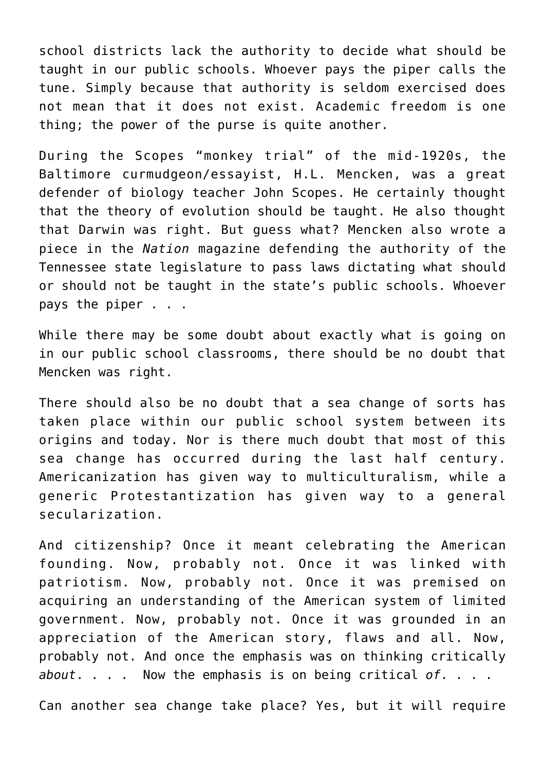school districts lack the authority to decide what should be taught in our public schools. Whoever pays the piper calls the tune. Simply because that authority is seldom exercised does not mean that it does not exist. Academic freedom is one thing; the power of the purse is quite another.

During the Scopes "monkey trial" of the mid-1920s, the Baltimore curmudgeon/essayist, H.L. Mencken, was a great defender of biology teacher John Scopes. He certainly thought that the theory of evolution should be taught. He also thought that Darwin was right. But guess what? Mencken also wrote a piece in the *Nation* magazine defending the authority of the Tennessee state legislature to pass laws dictating what should or should not be taught in the state's public schools. Whoever pays the piper . . .

While there may be some doubt about exactly what is going on in our public school classrooms, there should be no doubt that Mencken was right.

There should also be no doubt that a sea change of sorts has taken place within our public school system between its origins and today. Nor is there much doubt that most of this sea change has occurred during the last half century. Americanization has given way to multiculturalism, while a generic Protestantization has given way to a general secularization.

And citizenship? Once it meant celebrating the American founding. Now, probably not. Once it was linked with patriotism. Now, probably not. Once it was premised on acquiring an understanding of the American system of limited government. Now, probably not. Once it was grounded in an appreciation of the American story, flaws and all. Now, probably not. And once the emphasis was on thinking critically *about*. . . . Now the emphasis is on being critical *of*. . . .

Can another sea change take place? Yes, but it will require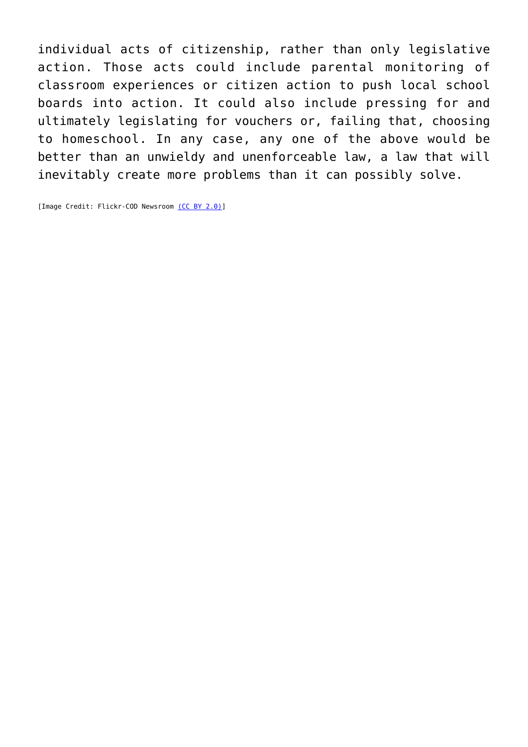individual acts of citizenship, rather than only legislative action. Those acts could include parental monitoring of classroom experiences or citizen action to push local school boards into action. It could also include pressing for and ultimately legislating for vouchers or, failing that, choosing to homeschool. In any case, any one of the above would be better than an unwieldy and unenforceable law, a law that will inevitably create more problems than it can possibly solve.

[Image Credit: Flickr-COD Newsroom (CC BY 2.0)]